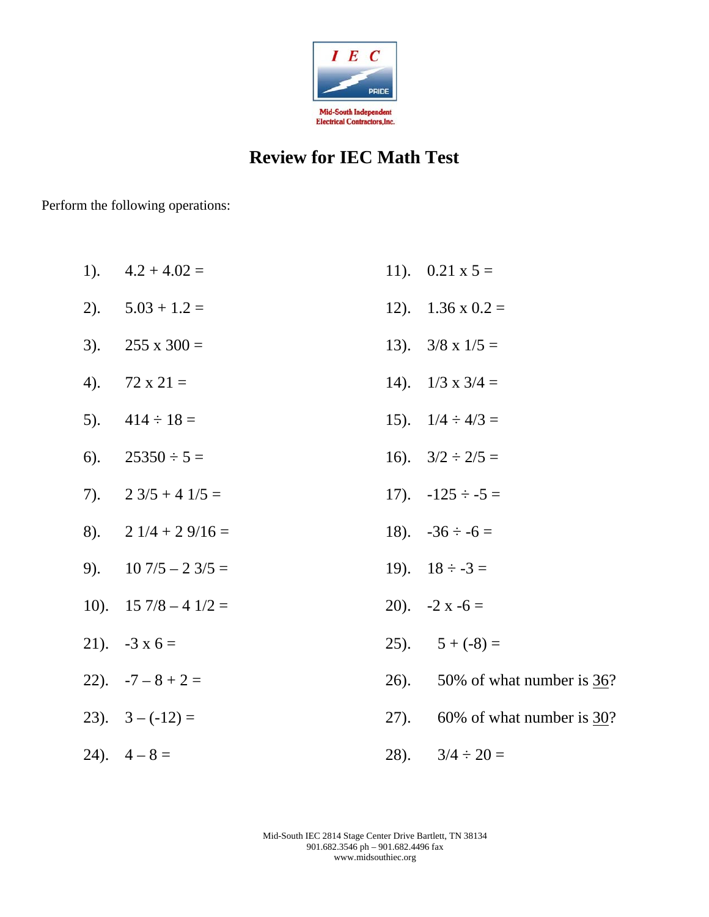I E C

PRIDE

Mid-South Independent Electrical Contractors, Inc.

# Review for IEC Math Test

Perform the following operations:

1). $4.2 + 4.02 =$

2). $5.03 + 1.2 =$

3). $255 \times 300 =$

4). $72 \times 21 =$

5). $414 \div 18 =$

6). $25350 \div 5 =$

7). $2\ 3/5 + 4\ 1/5 =$

8). $2\ 1/4 + 2\ 9/16 =$

9). $10\ 7/5 - 2\ 3/5 =$

10). $15\ 7/8 - 4\ 1/2 =$

11). $0.21 \times 5 =$

12). $1.36 \times 0.2 =$

13). $3/8 \times 1/5 =$

14). $1/3 \times 3/4 =$

15). $1/4 \div 4/3 =$

16). $3/2 \div 2/5 =$

17). $-125 \div -5 =$

18). $-36 \div -6 =$

19). $18 \div -3 =$

20). $-2 \times -6 =$

21). $-3 \times 6 =$

22). $-7 - 8 + 2 =$

23). $3 - (-12) =$

24). $4 - 8 =$

25). $5 + (-8) =$

26). 50% of what number is <u>36</u>?

27). 60% of what number is <u>30</u>?

28). $3/4 \div 20 =$

Mid-South IEC 2814 Stage Center Drive Bartlett, TN 38134
901.682.3546 ph – 901.682.4496 fax
www.midsouthiec.org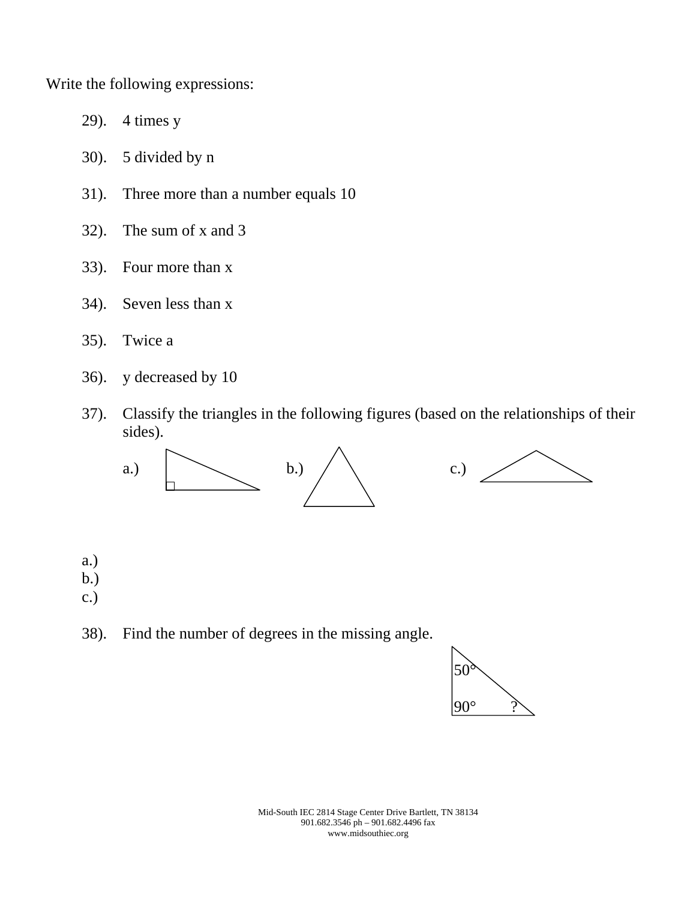Write the following expressions:

29). 4 times y

30). 5 divided by n

31). Three more than a number equals 10

32). The sum of x and 3

33). Four more than x

34). Seven less than x

35). Twice a

36). y decreased by 10

37). Classify the triangles in the following figures (based on the relationships of their sides).

a.) b.) c.)

a.)
b.)
c.)

38). Find the number of degrees in the missing angle.

50°

90° ?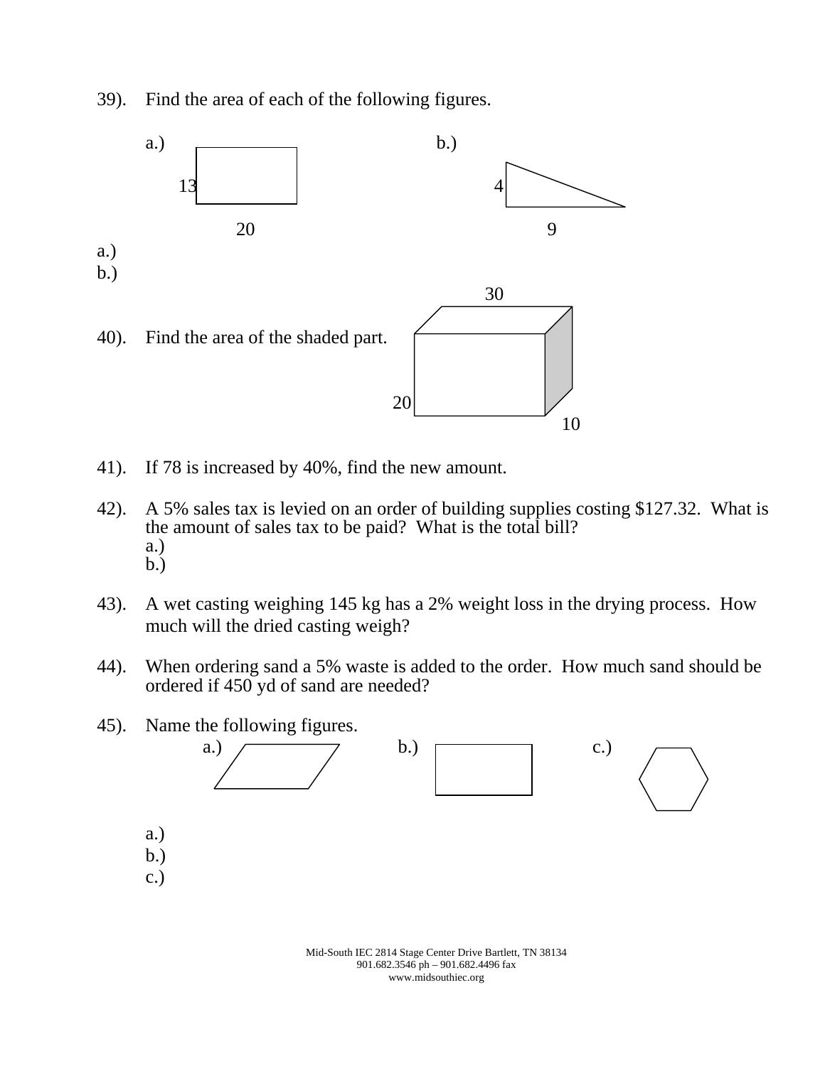39). Find the area of each of the following figures.

a.) 13, 20 b.) 4, 9

a.)
b.)

40). Find the area of the shaded part. 30, 20, 10

41). If 78 is increased by 40%, find the new amount.

42). A 5% sales tax is levied on an order of building supplies costing $127.32. What is the amount of sales tax to be paid? What is the total bill?
a.)
b.)

43). A wet casting weighing 145 kg has a 2% weight loss in the drying process. How much will the dried casting weigh?

44). When ordering sand a 5% waste is added to the order. How much sand should be ordered if 450 yd of sand are needed?

45). Name the following figures.
a.) b.) c.)

a.)
b.)
c.)

Mid-South IEC 2814 Stage Center Drive Bartlett, TN 38134
901.682.3546 ph – 901.682.4496 fax
www.midsouthiec.org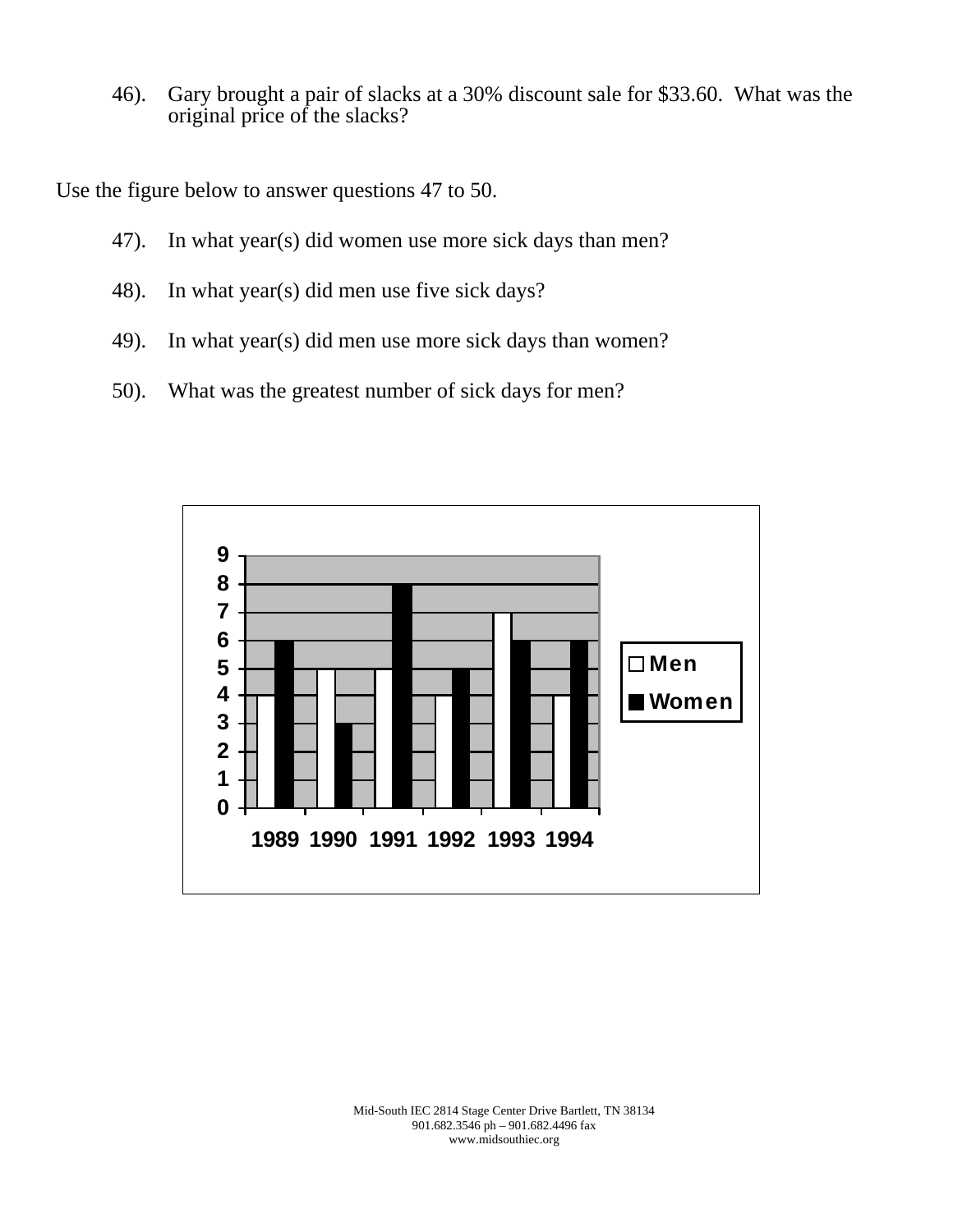46). Gary brought a pair of slacks at a 30% discount sale for $33.60. What was the original price of the slacks?

Use the figure below to answer questions 47 to 50.

47). In what year(s) did women use more sick days than men?

48). In what year(s) did men use five sick days?

49). In what year(s) did men use more sick days than women?

50). What was the greatest number of sick days for men?

| | 1989 | 1990 | 1991 | 1992 | 1993 | 1994 |
|---|---|---|---|---|---|---|
| Men | 4 | 5 | 5 | 4 | 7 | 4 |
| Women | 6 | 3 | 8 | 5 | 6 | 6 |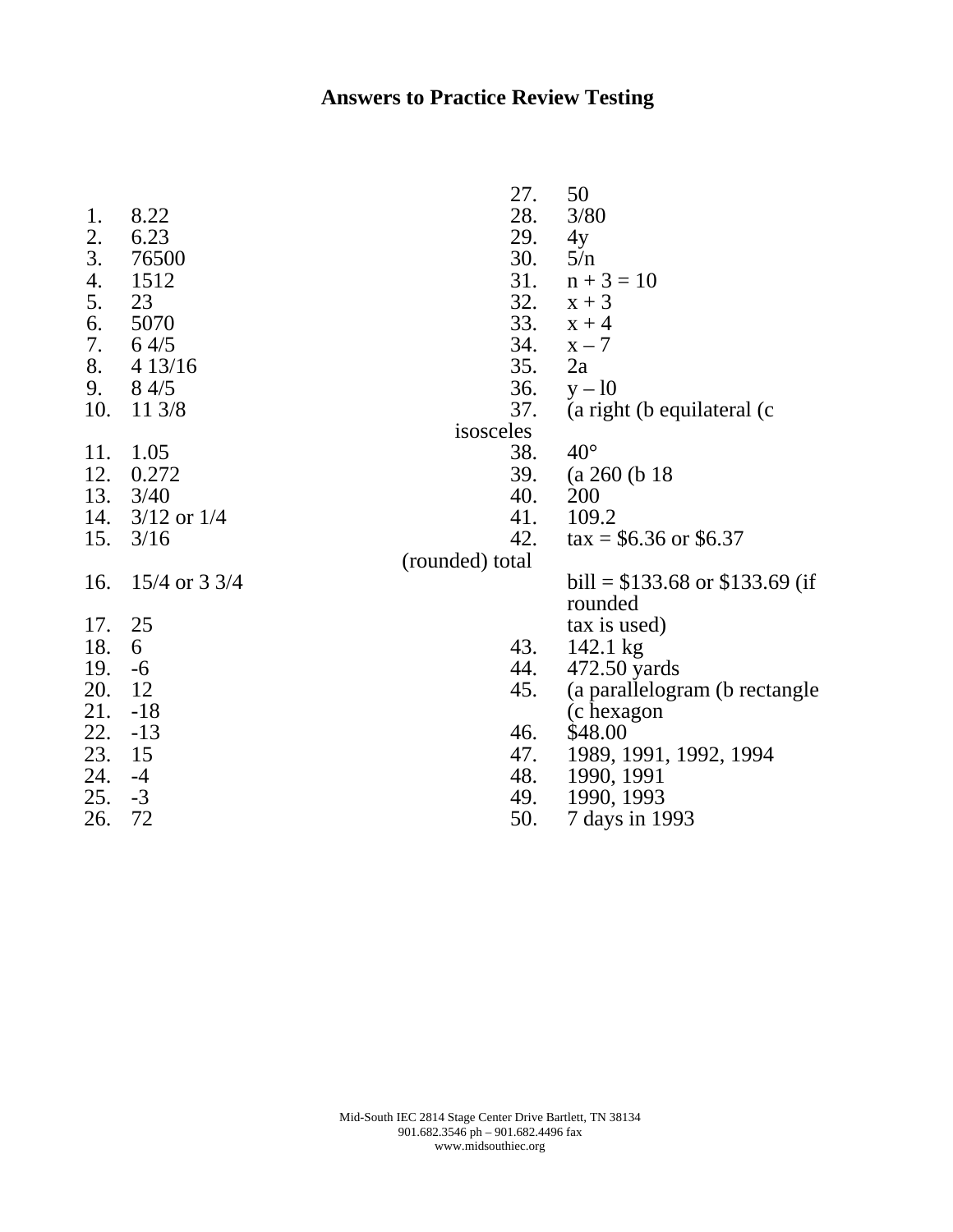# Answers to Practice Review Testing

1. 8.22
2. 6.23
3. 76500
4. 1512
5. 23
6. 5070
7. 6 4/5
8. 4 13/16
9. 8 4/5
10. 11 3/8
11. 1.05
12. 0.272
13. 3/40
14. 3/12 or 1/4
15. 3/16
16. 15/4 or 3 3/4
17. 25
18. 6
19. -6
20. 12
21. -18
22. -13
23. 15
24. -4
25. -3
26. 72
27. 50
28. 3/80
29. 4y
30. 5/n
31. n + 3 = 10
32. x + 3
33. x + 4
34. x – 7
35. 2a
36. y – l0
37. (a right (b equilateral (c isosceles
38. 40°
39. (a 260 (b 18
40. 200
41. 109.2
42. tax = $6.36 or $6.37 (rounded) total bill = $133.68 or $133.69 (if rounded tax is used)
43. 142.1 kg
44. 472.50 yards
45. (a parallelogram (b rectangle (c hexagon
46. $48.00
47. 1989, 1991, 1992, 1994
48. 1990, 1991
49. 1990, 1993
50. 7 days in 1993

Mid-South IEC 2814 Stage Center Drive Bartlett, TN 38134
901.682.3546 ph – 901.682.4496 fax
www.midsouthiec.org